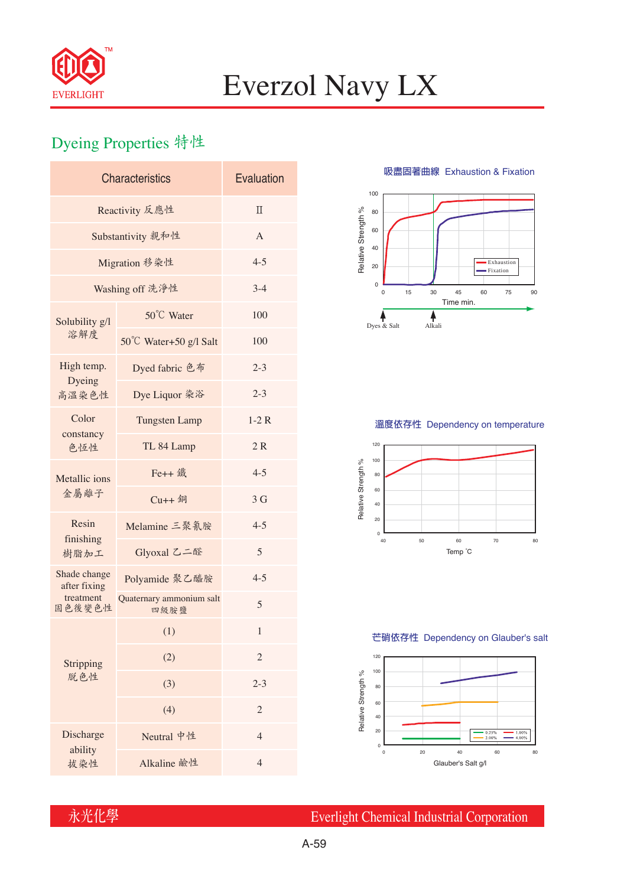# Everzol Navy LX

EVERLIGHT

## Dyeing Properties 特性

| Characteristics | | Evaluation |
|---|---|---|
| Reactivity 反應性 | | Ⅱ |
| Substantivity 親和性 | | A |
| Migration 移染性 | | 4-5 |
| Washing off 洗淨性 | | 3-4 |
| Solubility g/l 溶解度 | 50℃ Water | 100 |
| | 50℃ Water+50 g/l Salt | 100 |
| High temp. Dyeing 高溫染色性 | Dyed fabric 色布 | 2-3 |
| | Dye Liquor 染浴 | 2-3 |
| Color constancy 色恆性 | Tungsten Lamp | 1-2 R |
| | TL 84 Lamp | 2 R |
| Metallic ions 金屬離子 | Fe++ 鐵 | 4-5 |
| | Cu++ 銅 | 3 G |
| Resin finishing 樹脂加工 | Melamine 三聚氰胺 | 4-5 |
| | Glyoxal 乙二醛 | 5 |
| Shade change after fixing treatment 固色後變色性 | Polyamide 聚乙醯胺 | 4-5 |
| | Quaternary ammonium salt 四級胺鹽 | 5 |
| Stripping 脫色性 | (1) | 1 |
| | (2) | 2 |
| | (3) | 2-3 |
| | (4) | 2 |
| Discharge ability 拔染性 | Neutral 中性 | 4 |
| | Alkaline 鹼性 | 4 |

吸盡固著曲線 Exhaustion & Fixation

Relative Strength % vs. Time min. (0–90); Exhaustion, Fixation; Dyes & Salt (0), Alkali (30)

溫度依存性 Dependency on temperature

Relative Strength % vs. Temp ℃ (40–80)

芒硝依存性 Dependency on Glauber's salt

Relative Strength % vs. Glauber's Salt g/l (0–80); 0.25%, 1.00%, 2.00%, 4.00%

永光化學 Everlight Chemical Industrial Corporation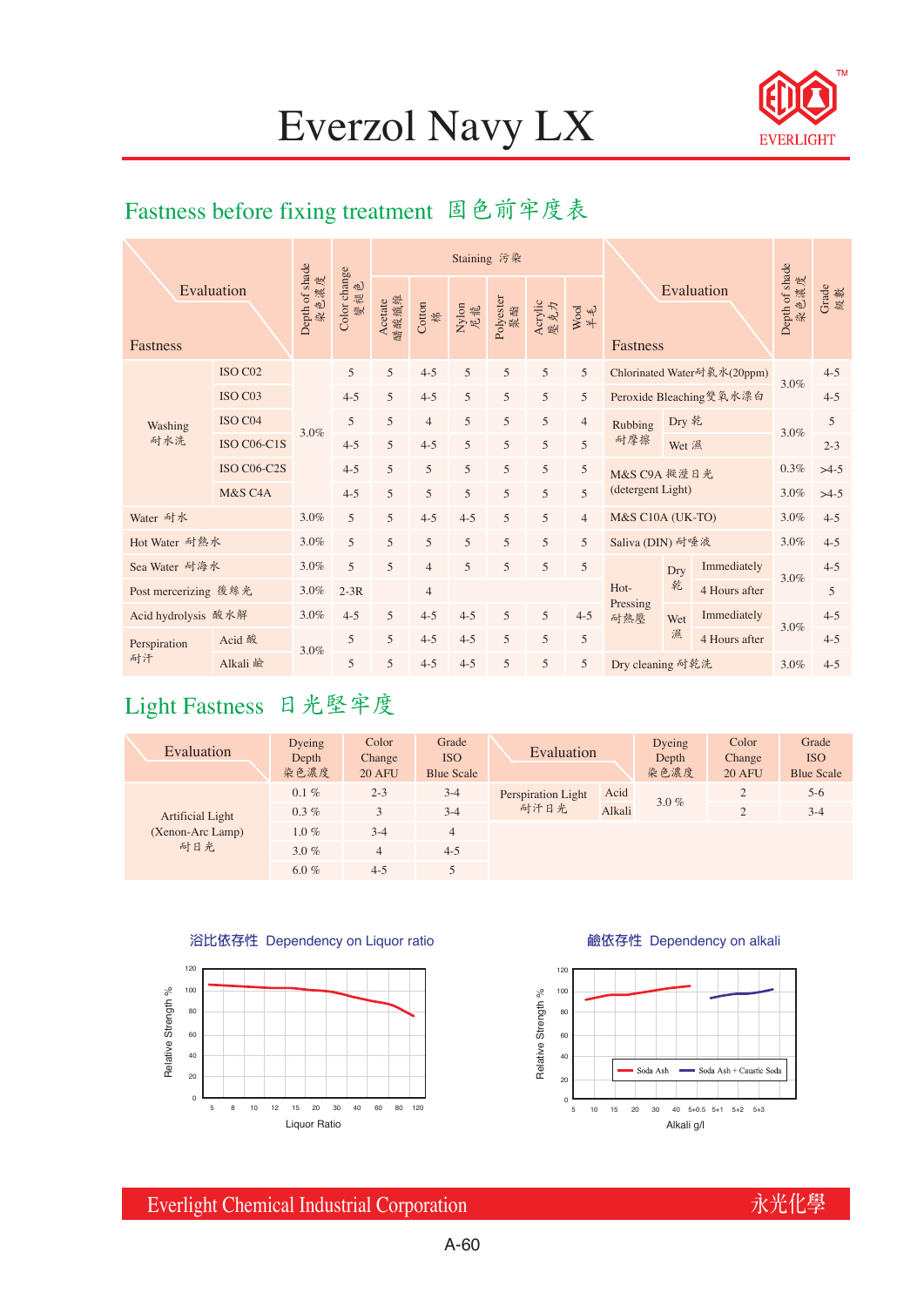# Everzol Navy LX

EVERLIGHT

## Fastness before fixing treatment 固色前牢度表

| Fastness \ Evaluation | | Depth of shade 染色濃度 | Color change 變褪色 | Staining 污染 Acetate 醋酸纖維 | Cotton 棉 | Nylon 尼龍 | Polyester 聚酯 | Acrylic 壓克力 | Wool 羊毛 |
|---|---|---|---|---|---|---|---|---|---|
| Washing 耐水洗 | ISO C02 | 3.0% | 5 | 5 | 4-5 | 5 | 5 | 5 | 5 |
| | ISO C03 | | 4-5 | 5 | 4-5 | 5 | 5 | 5 | 5 |
| | ISO C04 | | 5 | 5 | 4 | 5 | 5 | 5 | 4 |
| | ISO C06-C1S | | 4-5 | 5 | 4-5 | 5 | 5 | 5 | 5 |
| | ISO C06-C2S | | 4-5 | 5 | 5 | 5 | 5 | 5 | 5 |
| | M&S C4A | | 4-5 | 5 | 5 | 5 | 5 | 5 | 5 |
| Water 耐水 | | 3.0% | 5 | 5 | 4-5 | 4-5 | 5 | 5 | 4 |
| Hot Water 耐熱水 | | 3.0% | 5 | 5 | 5 | 5 | 5 | 5 | 5 |
| Sea Water 耐海水 | | 3.0% | 5 | 5 | 4 | 5 | 5 | 5 | 5 |
| Post mercerizing 後絲光 | | 3.0% | 2-3R | | 4 | | | | |
| Acid hydrolysis 酸水解 | | 3.0% | 4-5 | 5 | 4-5 | 4-5 | 5 | 5 | 4-5 |
| Perspiration 耐汗 | Acid 酸 | 3.0% | 5 | 5 | 4-5 | 4-5 | 5 | 5 | 5 |
| | Alkali 鹼 | | 5 | 5 | 4-5 | 4-5 | 5 | 5 | 5 |

| Fastness \ Evaluation | | | Depth of shade 染色濃度 | Grade 級數 |
|---|---|---|---|---|
| Chlorinated Water耐氯水(20ppm) | | | 3.0% | 4-5 |
| Peroxide Bleaching雙氧水漂白 | | | | 4-5 |
| Rubbing 耐摩擦 | Dry 乾 | | 3.0% | 5 |
| | Wet 濕 | | | 2-3 |
| M&S C9A 擬溼日光 (detergent Light) | | | 0.3% | >4-5 |
| | | | 3.0% | >4-5 |
| M&S C10A (UK-TO) | | | 3.0% | 4-5 |
| Saliva (DIN) 耐唾液 | | | 3.0% | 4-5 |
| Hot-Pressing 耐熱壓 | Dry 乾 | Immediately | 3.0% | 4-5 |
| | | 4 Hours after | | 5 |
| | Wet 濕 | Immediately | 3.0% | 4-5 |
| | | 4 Hours after | | 4-5 |
| Dry cleaning 耐乾洗 | | | 3.0% | 4-5 |

## Light Fastness 日光堅牢度

| Evaluation | Dyeing Depth 染色濃度 | Color Change 20 AFU | Grade ISO Blue Scale |
|---|---|---|---|
| Artificial Light (Xenon-Arc Lamp) 耐日光 | 0.1 % | 2-3 | 3-4 |
| | 0.3 % | 3 | 3-4 |
| | 1.0 % | 3-4 | 4 |
| | 3.0 % | 4 | 4-5 |
| | 6.0 % | 4-5 | 5 |

| Evaluation | | Dyeing Depth 染色濃度 | Color Change 20 AFU | Grade ISO Blue Scale |
|---|---|---|---|---|
| Perspiration Light 耐汗日光 | Acid | 3.0 % | 2 | 5-6 |
| | Alkali | | 2 | 3-4 |

浴比依存性 Dependency on Liquor ratio

Relative Strength %
120
100
80
60
40
20
0
5 8 10 12 15 20 30 40 60 80 120
Liquor Ratio

鹼依存性 Dependency on alkali

Relative Strength %
120
100
80
60
40
20
0
5 10 15 20 30 40 5+0.5 5+1 5+2 5+3
Alkali g/l
Soda Ash
Soda Ash + Caustic Soda

Everlight Chemical Industrial Corporation 永光化學